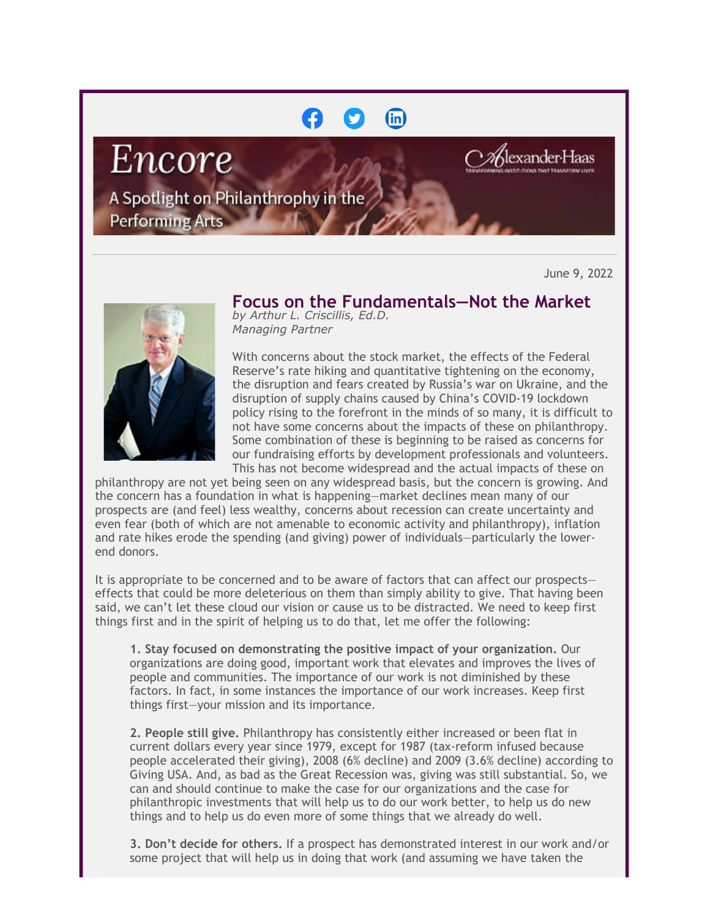# Encore

A Spotlight on Philanthropy in the Performing Arts

Alexander Haas
TRANSFORMING INSTITUTIONS THAT TRANSFORM LIVES

June 9, 2022

## Focus on the Fundamentals—Not the Market

*by Arthur L. Criscillis, Ed.D.*
*Managing Partner*

With concerns about the stock market, the effects of the Federal Reserve's rate hiking and quantitative tightening on the economy, the disruption and fears created by Russia's war on Ukraine, and the disruption of supply chains caused by China's COVID-19 lockdown policy rising to the forefront in the minds of so many, it is difficult to not have some concerns about the impacts of these on philanthropy. Some combination of these is beginning to be raised as concerns for our fundraising efforts by development professionals and volunteers. This has not become widespread and the actual impacts of these on philanthropy are not yet being seen on any widespread basis, but the concern is growing. And the concern has a foundation in what is happening—market declines mean many of our prospects are (and feel) less wealthy, concerns about recession can create uncertainty and even fear (both of which are not amenable to economic activity and philanthropy), inflation and rate hikes erode the spending (and giving) power of individuals—particularly the lower-end donors.

It is appropriate to be concerned and to be aware of factors that can affect our prospects—effects that could be more deleterious on them than simply ability to give. That having been said, we can't let these cloud our vision or cause us to be distracted. We need to keep first things first and in the spirit of helping us to do that, let me offer the following:

**1. Stay focused on demonstrating the positive impact of your organization.** Our organizations are doing good, important work that elevates and improves the lives of people and communities. The importance of our work is not diminished by these factors. In fact, in some instances the importance of our work increases. Keep first things first—your mission and its importance.

**2. People still give.** Philanthropy has consistently either increased or been flat in current dollars every year since 1979, except for 1987 (tax-reform infused because people accelerated their giving), 2008 (6% decline) and 2009 (3.6% decline) according to Giving USA. And, as bad as the Great Recession was, giving was still substantial. So, we can and should continue to make the case for our organizations and the case for philanthropic investments that will help us to do our work better, to help us do new things and to help us do even more of some things that we already do well.

**3. Don't decide for others.** If a prospect has demonstrated interest in our work and/or some project that will help us in doing that work (and assuming we have taken the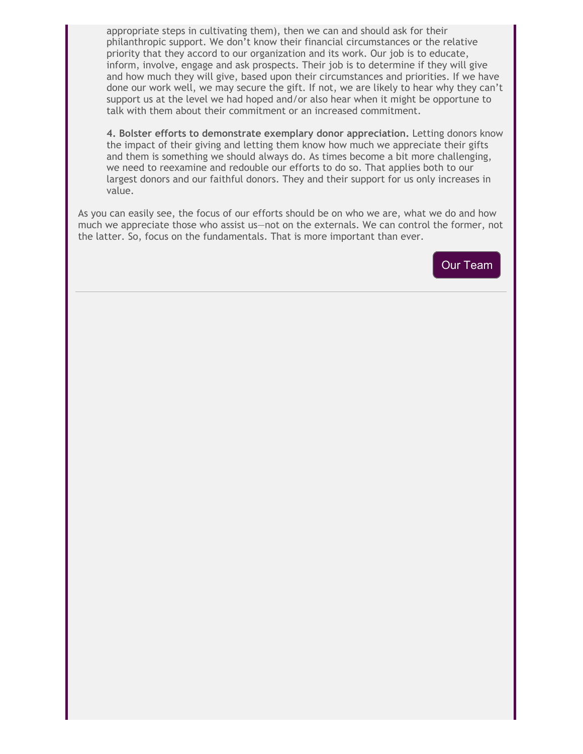appropriate steps in cultivating them), then we can and should ask for their philanthropic support. We don't know their financial circumstances or the relative priority that they accord to our organization and its work. Our job is to educate, inform, involve, engage and ask prospects. Their job is to determine if they will give and how much they will give, based upon their circumstances and priorities. If we have done our work well, we may secure the gift. If not, we are likely to hear why they can't support us at the level we had hoped and/or also hear when it might be opportune to talk with them about their commitment or an increased commitment.

**4. Bolster efforts to demonstrate exemplary donor appreciation.** Letting donors know the impact of their giving and letting them know how much we appreciate their gifts and them is something we should always do. As times become a bit more challenging, we need to reexamine and redouble our efforts to do so. That applies both to our largest donors and our faithful donors. They and their support for us only increases in value.

As you can easily see, the focus of our efforts should be on who we are, what we do and how much we appreciate those who assist us—not on the externals. We can control the former, not the latter. So, focus on the fundamentals. That is more important than ever.

Our Team

---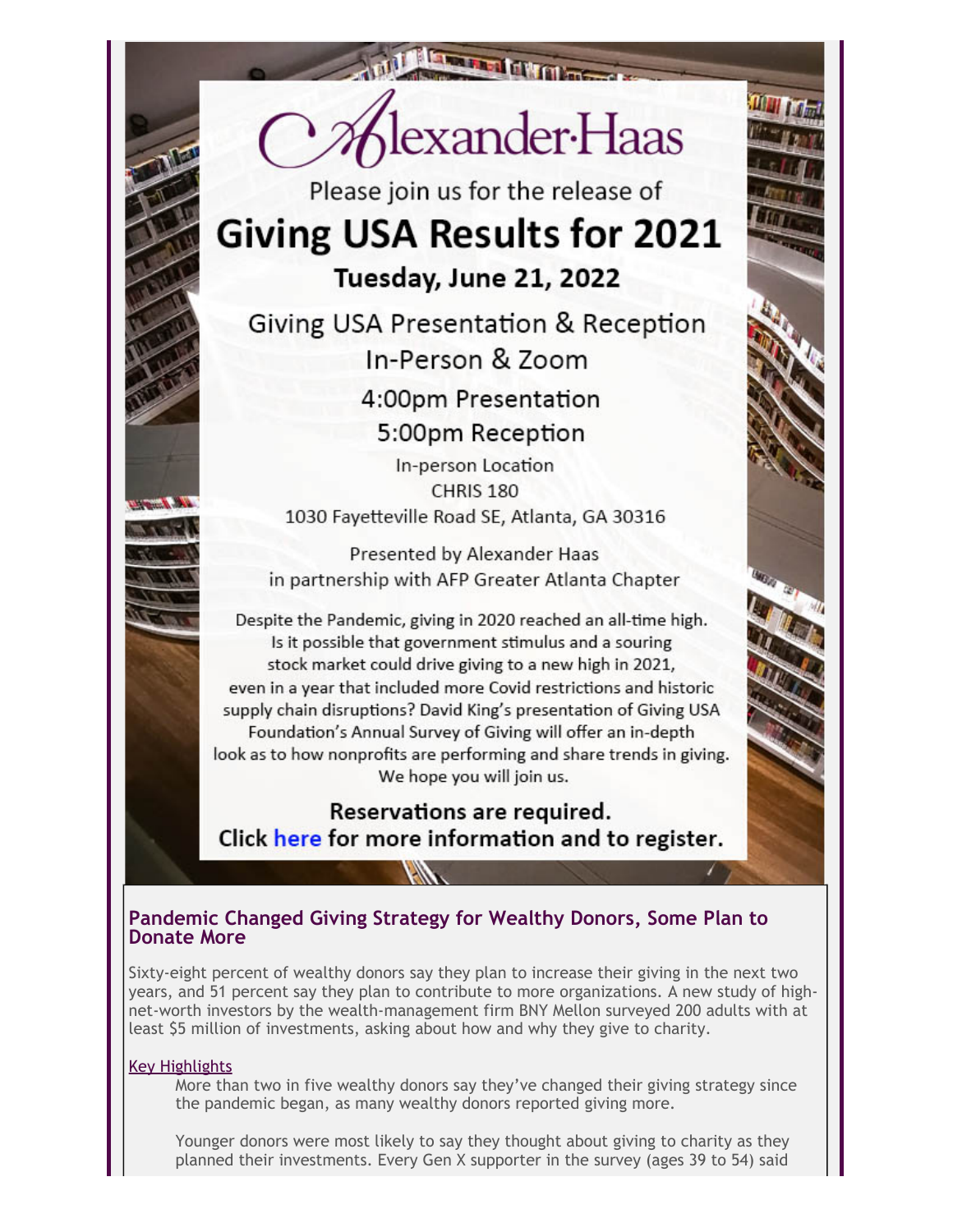# Alexander·Haas

Please join us for the release of

## Giving USA Results for 2021

### Tuesday, June 21, 2022

Giving USA Presentation & Reception

In-Person & Zoom

4:00pm Presentation

5:00pm Reception

In-person Location

CHRIS 180

1030 Fayetteville Road SE, Atlanta, GA 30316

Presented by Alexander Haas
in partnership with AFP Greater Atlanta Chapter

Despite the Pandemic, giving in 2020 reached an all-time high. Is it possible that government stimulus and a souring stock market could drive giving to a new high in 2021, even in a year that included more Covid restrictions and historic supply chain disruptions? David King's presentation of Giving USA Foundation's Annual Survey of Giving will offer an in-depth look as to how nonprofits are performing and share trends in giving. We hope you will join us.

**Reservations are required.**
**Click here for more information and to register.**

## Pandemic Changed Giving Strategy for Wealthy Donors, Some Plan to Donate More

Sixty-eight percent of wealthy donors say they plan to increase their giving in the next two years, and 51 percent say they plan to contribute to more organizations. A new study of high-net-worth investors by the wealth-management firm BNY Mellon surveyed 200 adults with at least $5 million of investments, asking about how and why they give to charity.

Key Highlights

More than two in five wealthy donors say they've changed their giving strategy since the pandemic began, as many wealthy donors reported giving more.

Younger donors were most likely to say they thought about giving to charity as they planned their investments. Every Gen X supporter in the survey (ages 39 to 54) said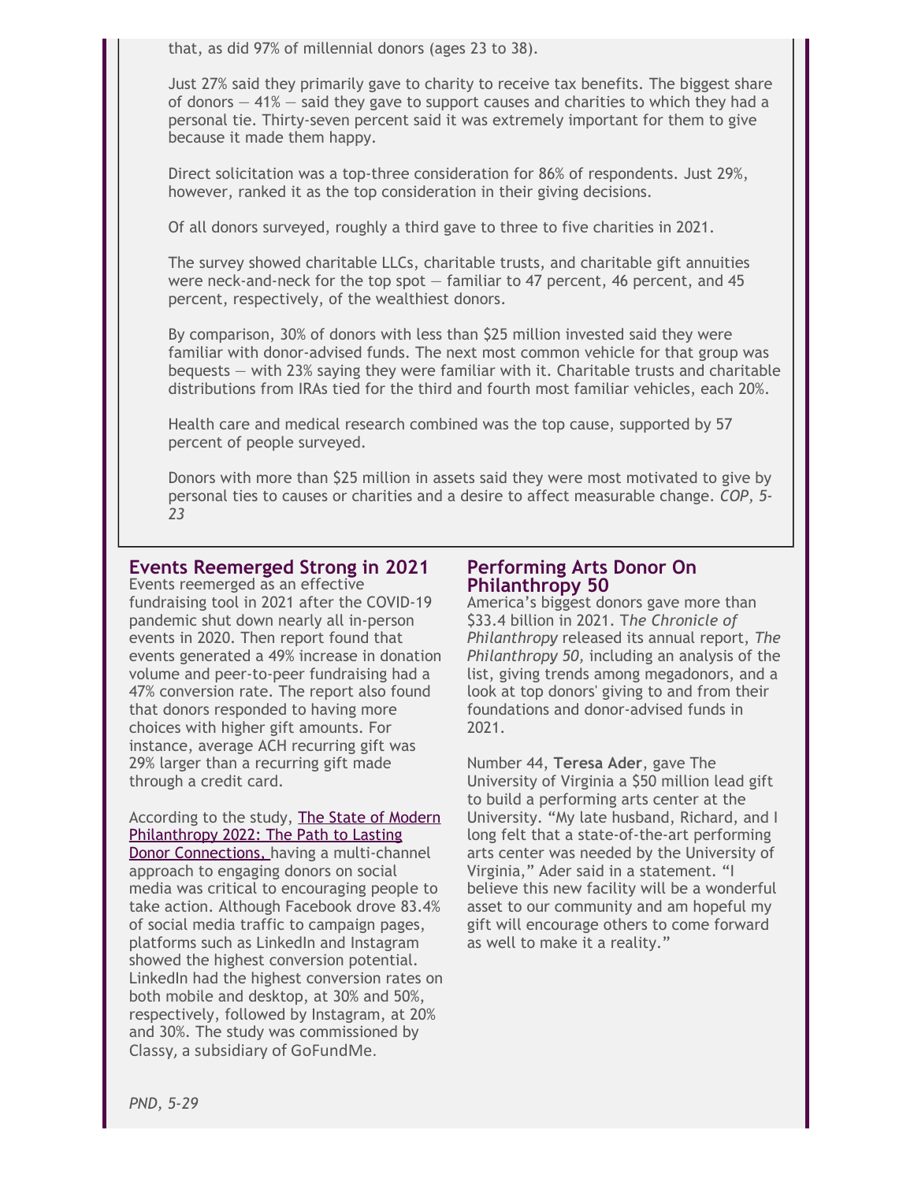that, as did 97% of millennial donors (ages 23 to 38).

Just 27% said they primarily gave to charity to receive tax benefits. The biggest share of donors — 41% — said they gave to support causes and charities to which they had a personal tie. Thirty-seven percent said it was extremely important for them to give because it made them happy.

Direct solicitation was a top-three consideration for 86% of respondents. Just 29%, however, ranked it as the top consideration in their giving decisions.

Of all donors surveyed, roughly a third gave to three to five charities in 2021.

The survey showed charitable LLCs, charitable trusts, and charitable gift annuities were neck-and-neck for the top spot — familiar to 47 percent, 46 percent, and 45 percent, respectively, of the wealthiest donors.

By comparison, 30% of donors with less than $25 million invested said they were familiar with donor-advised funds. The next most common vehicle for that group was bequests — with 23% saying they were familiar with it. Charitable trusts and charitable distributions from IRAs tied for the third and fourth most familiar vehicles, each 20%.

Health care and medical research combined was the top cause, supported by 57 percent of people surveyed.

Donors with more than $25 million in assets said they were most motivated to give by personal ties to causes or charities and a desire to affect measurable change. *COP, 5-23*

## Events Reemerged Strong in 2021

Events reemerged as an effective fundraising tool in 2021 after the COVID-19 pandemic shut down nearly all in-person events in 2020. Then report found that events generated a 49% increase in donation volume and peer-to-peer fundraising had a 47% conversion rate. The report also found that donors responded to having more choices with higher gift amounts. For instance, average ACH recurring gift was 29% larger than a recurring gift made through a credit card.

According to the study, The State of Modern Philanthropy 2022: The Path to Lasting Donor Connections, having a multi-channel approach to engaging donors on social media was critical to encouraging people to take action. Although Facebook drove 83.4% of social media traffic to campaign pages, platforms such as LinkedIn and Instagram showed the highest conversion potential. LinkedIn had the highest conversion rates on both mobile and desktop, at 30% and 50%, respectively, followed by Instagram, at 20% and 30%. The study was commissioned by Classy, a subsidiary of GoFundMe.

*PND, 5-29*

## Performing Arts Donor On Philanthropy 50

America's biggest donors gave more than $33.4 billion in 2021. T*he Chronicle of Philanthropy* released its annual report, *The Philanthropy 50,* including an analysis of the list, giving trends among megadonors, and a look at top donors' giving to and from their foundations and donor-advised funds in 2021.

Number 44, **Teresa Ader**, gave The University of Virginia a $50 million lead gift to build a performing arts center at the University. "My late husband, Richard, and I long felt that a state-of-the-art performing arts center was needed by the University of Virginia," Ader said in a statement. "I believe this new facility will be a wonderful asset to our community and am hopeful my gift will encourage others to come forward as well to make it a reality."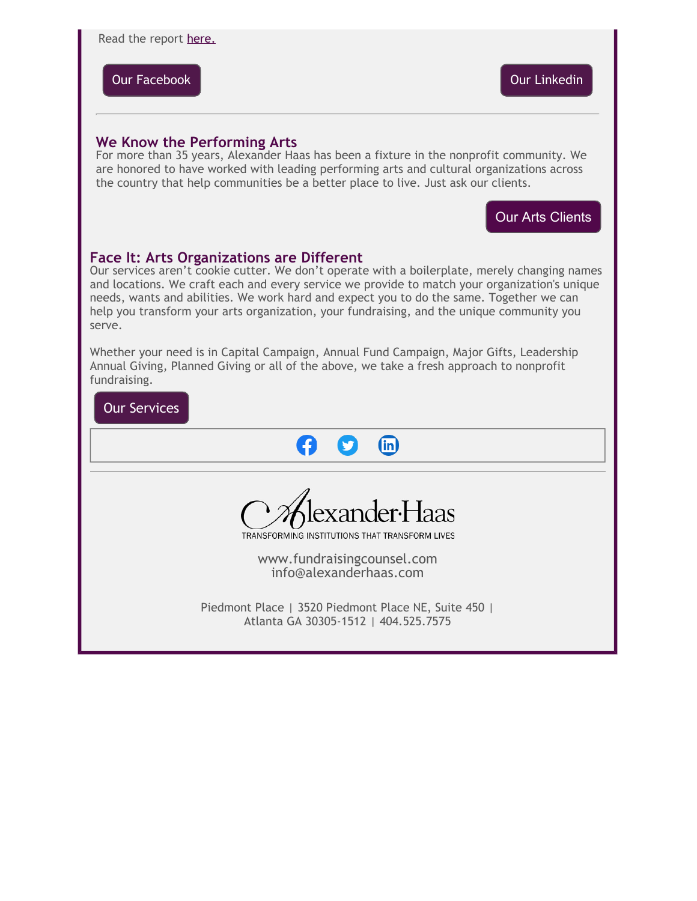Read the report here.

Our Facebook

Our Linkedin

---

## We Know the Performing Arts

For more than 35 years, Alexander Haas has been a fixture in the nonprofit community. We are honored to have worked with leading performing arts and cultural organizations across the country that help communities be a better place to live. Just ask our clients.

Our Arts Clients

## Face It: Arts Organizations are Different

Our services aren't cookie cutter. We don't operate with a boilerplate, merely changing names and locations. We craft each and every service we provide to match your organization's unique needs, wants and abilities. We work hard and expect you to do the same. Together we can help you transform your arts organization, your fundraising, and the unique community you serve.

Whether your need is in Capital Campaign, Annual Fund Campaign, Major Gifts, Leadership Annual Giving, Planned Giving or all of the above, we take a fresh approach to nonprofit fundraising.

Our Services

---

Alexander·Haas

TRANSFORMING INSTITUTIONS THAT TRANSFORM LIVES

www.fundraisingcounsel.com
info@alexanderhaas.com

Piedmont Place | 3520 Piedmont Place NE, Suite 450 | Atlanta GA 30305-1512 | 404.525.7575